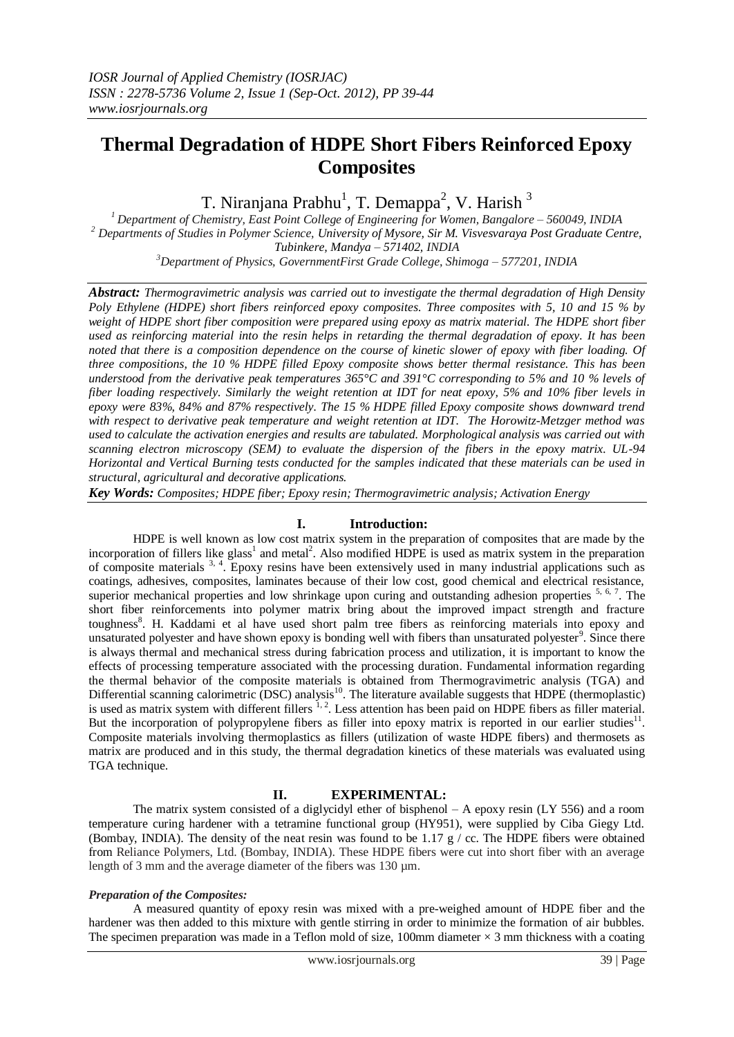# Thermal Degradation of HDPE Short Fibers Reinforced Epoxy Composites

T. Niranjana Prabhu[1], T. Demappa[2], V. Harish[3]

[1] Department of Chemistry, East Point College of Engineering for Women, Bangalore – 560049, INDIA
[2] Departments of Studies in Polymer Science, University of Mysore, Sir M. Visvesvaraya Post Graduate Centre, Tubinkere, Mandya – 571402, INDIA
[3] Department of Physics, GovernmentFirst Grade College, Shimoga – 577201, INDIA

***Abstract:*** *Thermogravimetric analysis was carried out to investigate the thermal degradation of High Density Poly Ethylene (HDPE) short fibers reinforced epoxy composites. Three composites with 5, 10 and 15 % by weight of HDPE short fiber composition were prepared using epoxy as matrix material. The HDPE short fiber used as reinforcing material into the resin helps in retarding the thermal degradation of epoxy. It has been noted that there is a composition dependence on the course of kinetic slower of epoxy with fiber loading. Of three compositions, the 10 % HDPE filled Epoxy composite shows better thermal resistance. This has been understood from the derivative peak temperatures 365°C and 391°C corresponding to 5% and 10 % levels of fiber loading respectively. Similarly the weight retention at IDT for neat epoxy, 5% and 10% fiber levels in epoxy were 83%, 84% and 87% respectively. The 15 % HDPE filled Epoxy composite shows downward trend with respect to derivative peak temperature and weight retention at IDT. The Horowitz-Metzger method was used to calculate the activation energies and results are tabulated. Morphological analysis was carried out with scanning electron microscopy (SEM) to evaluate the dispersion of the fibers in the epoxy matrix. UL-94 Horizontal and Vertical Burning tests conducted for the samples indicated that these materials can be used in structural, agricultural and decorative applications.*

***Key Words:*** *Composites; HDPE fiber; Epoxy resin; Thermogravimetric analysis; Activation Energy*

## I. Introduction:

HDPE is well known as low cost matrix system in the preparation of composites that are made by the incorporation of fillers like glass[1] and metal[2]. Also modified HDPE is used as matrix system in the preparation of composite materials [3, 4]. Epoxy resins have been extensively used in many industrial applications such as coatings, adhesives, composites, laminates because of their low cost, good chemical and electrical resistance, superior mechanical properties and low shrinkage upon curing and outstanding adhesion properties [5, 6, 7]. The short fiber reinforcements into polymer matrix bring about the improved impact strength and fracture toughness[8]. H. Kaddami et al have used short palm tree fibers as reinforcing materials into epoxy and unsaturated polyester and have shown epoxy is bonding well with fibers than unsaturated polyester[9]. Since there is always thermal and mechanical stress during fabrication process and utilization, it is important to know the effects of processing temperature associated with the processing duration. Fundamental information regarding the thermal behavior of the composite materials is obtained from Thermogravimetric analysis (TGA) and Differential scanning calorimetric (DSC) analysis[10]. The literature available suggests that HDPE (thermoplastic) is used as matrix system with different fillers [1, 2]. Less attention has been paid on HDPE fibers as filler material. But the incorporation of polypropylene fibers as filler into epoxy matrix is reported in our earlier studies[11]. Composite materials involving thermoplastics as fillers (utilization of waste HDPE fibers) and thermosets as matrix are produced and in this study, the thermal degradation kinetics of these materials was evaluated using TGA technique.

## II. EXPERIMENTAL:

The matrix system consisted of a diglycidyl ether of bisphenol – A epoxy resin (LY 556) and a room temperature curing hardener with a tetramine functional group (HY951), were supplied by Ciba Giegy Ltd. (Bombay, INDIA). The density of the neat resin was found to be 1.17 g / cc. The HDPE fibers were obtained from Reliance Polymers, Ltd. (Bombay, INDIA). These HDPE fibers were cut into short fiber with an average length of 3 mm and the average diameter of the fibers was 130 µm.

### *Preparation of the Composites:*

A measured quantity of epoxy resin was mixed with a pre-weighed amount of HDPE fiber and the hardener was then added to this mixture with gentle stirring in order to minimize the formation of air bubbles. The specimen preparation was made in a Teflon mold of size, 100mm diameter × 3 mm thickness with a coating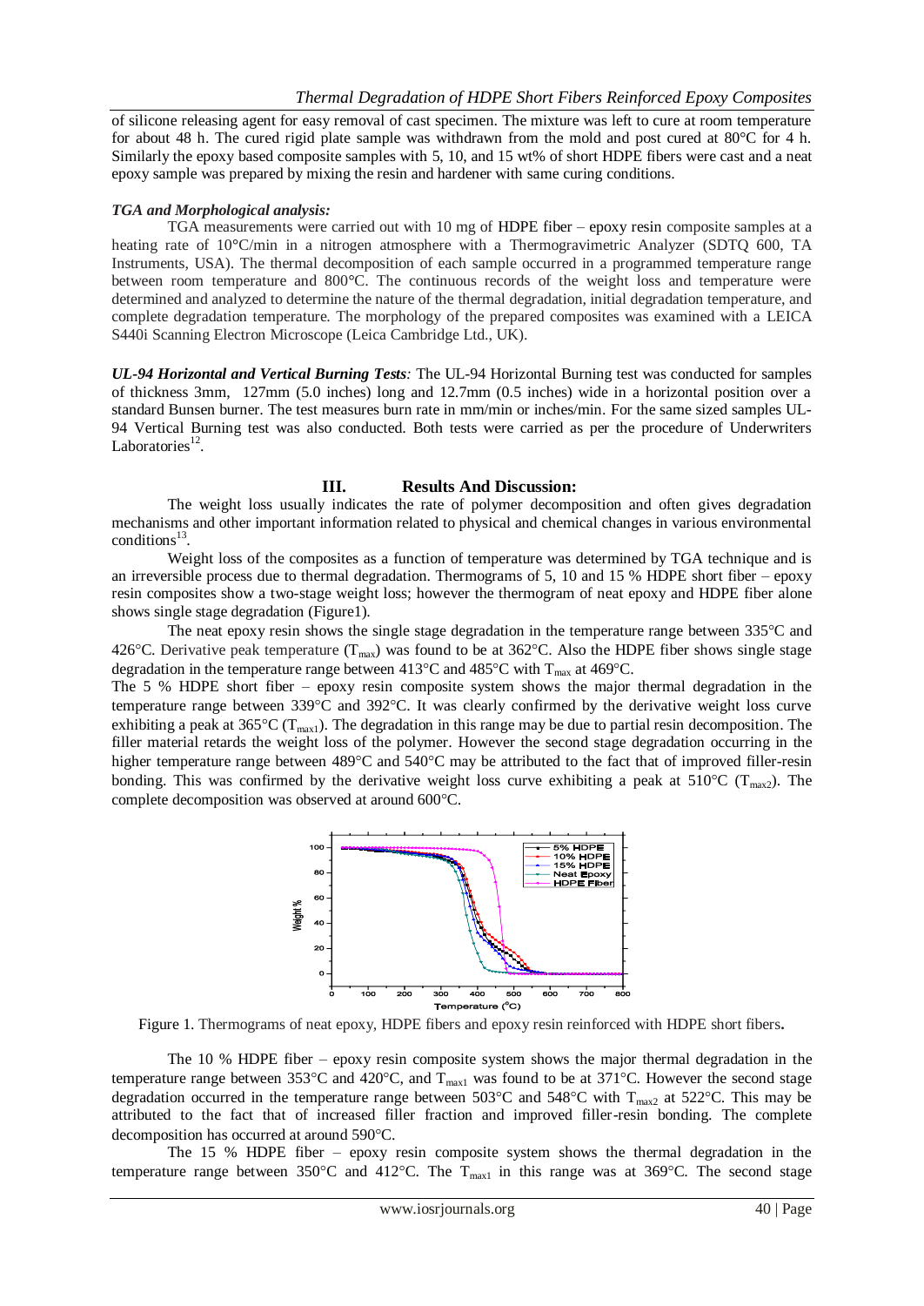of silicone releasing agent for easy removal of cast specimen. The mixture was left to cure at room temperature for about 48 h. The cured rigid plate sample was withdrawn from the mold and post cured at 80°C for 4 h. Similarly the epoxy based composite samples with 5, 10, and 15 wt% of short HDPE fibers were cast and a neat epoxy sample was prepared by mixing the resin and hardener with same curing conditions.

***TGA and Morphological analysis:***

TGA measurements were carried out with 10 mg of HDPE fiber – epoxy resin composite samples at a heating rate of 10°C/min in a nitrogen atmosphere with a Thermogravimetric Analyzer (SDTQ 600, TA Instruments, USA). The thermal decomposition of each sample occurred in a programmed temperature range between room temperature and 800°C. The continuous records of the weight loss and temperature were determined and analyzed to determine the nature of the thermal degradation, initial degradation temperature, and complete degradation temperature. The morphology of the prepared composites was examined with a LEICA S440i Scanning Electron Microscope (Leica Cambridge Ltd., UK).

***UL-94 Horizontal and Vertical Burning Tests:*** The UL-94 Horizontal Burning test was conducted for samples of thickness 3mm, 127mm (5.0 inches) long and 12.7mm (0.5 inches) wide in a horizontal position over a standard Bunsen burner. The test measures burn rate in mm/min or inches/min. For the same sized samples UL-94 Vertical Burning test was also conducted. Both tests were carried as per the procedure of Underwriters Laboratories[12].

## III. Results And Discussion:

The weight loss usually indicates the rate of polymer decomposition and often gives degradation mechanisms and other important information related to physical and chemical changes in various environmental conditions[13].

Weight loss of the composites as a function of temperature was determined by TGA technique and is an irreversible process due to thermal degradation. Thermograms of 5, 10 and 15 % HDPE short fiber – epoxy resin composites show a two-stage weight loss; however the thermogram of neat epoxy and HDPE fiber alone shows single stage degradation (Figure1).

The neat epoxy resin shows the single stage degradation in the temperature range between 335°C and 426°C. Derivative peak temperature ($T_{max}$) was found to be at 362°C. Also the HDPE fiber shows single stage degradation in the temperature range between 413°C and 485°C with $T_{max}$ at 469°C.

The 5 % HDPE short fiber – epoxy resin composite system shows the major thermal degradation in the temperature range between 339°C and 392°C. It was clearly confirmed by the derivative weight loss curve exhibiting a peak at 365°C ($T_{max1}$). The degradation in this range may be due to partial resin decomposition. The filler material retards the weight loss of the polymer. However the second stage degradation occurring in the higher temperature range between 489°C and 540°C may be attributed to the fact that of improved filler-resin bonding. This was confirmed by the derivative weight loss curve exhibiting a peak at 510°C ($T_{max2}$). The complete decomposition was observed at around 600°C.

Figure 1. Thermograms of neat epoxy, HDPE fibers and epoxy resin reinforced with HDPE short fibers.

The 10 % HDPE fiber – epoxy resin composite system shows the major thermal degradation in the temperature range between 353°C and 420°C, and $T_{max1}$ was found to be at 371°C. However the second stage degradation occurred in the temperature range between 503°C and 548°C with $T_{max2}$ at 522°C. This may be attributed to the fact that of increased filler fraction and improved filler-resin bonding. The complete decomposition has occurred at around 590°C.

The 15 % HDPE fiber – epoxy resin composite system shows the thermal degradation in the temperature range between 350°C and 412°C. The $T_{max1}$ in this range was at 369°C. The second stage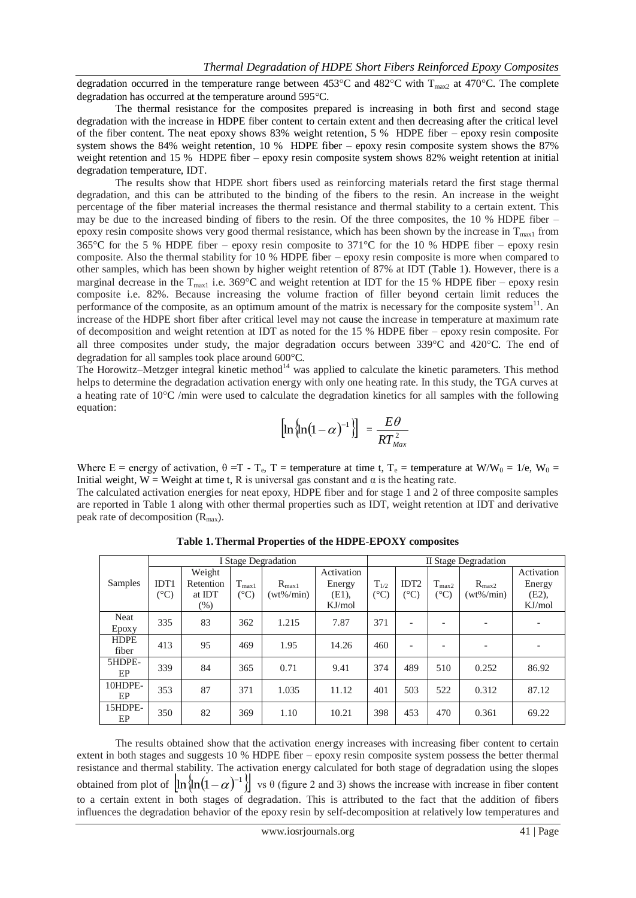degradation occurred in the temperature range between 453°C and 482°C with $T_{max2}$ at 470°C. The complete degradation has occurred at the temperature around 595°C.

The thermal resistance for the composites prepared is increasing in both first and second stage degradation with the increase in HDPE fiber content to certain extent and then decreasing after the critical level of the fiber content. The neat epoxy shows 83% weight retention, 5 % HDPE fiber – epoxy resin composite system shows the 84% weight retention, 10 % HDPE fiber – epoxy resin composite system shows the 87% weight retention and 15 % HDPE fiber – epoxy resin composite system shows 82% weight retention at initial degradation temperature, IDT.

The results show that HDPE short fibers used as reinforcing materials retard the first stage thermal degradation, and this can be attributed to the binding of the fibers to the resin. An increase in the weight percentage of the fiber material increases the thermal resistance and thermal stability to a certain extent. This may be due to the increased binding of fibers to the resin. Of the three composites, the 10 % HDPE fiber – epoxy resin composite shows very good thermal resistance, which has been shown by the increase in $T_{max1}$ from 365°C for the 5 % HDPE fiber – epoxy resin composite to 371°C for the 10 % HDPE fiber – epoxy resin composite. Also the thermal stability for 10 % HDPE fiber – epoxy resin composite is more when compared to other samples, which has been shown by higher weight retention of 87% at IDT (Table 1). However, there is a marginal decrease in the $T_{max1}$ i.e. 369°C and weight retention at IDT for the 15 % HDPE fiber – epoxy resin composite i.e. 82%. Because increasing the volume fraction of filler beyond certain limit reduces the performance of the composite, as an optimum amount of the matrix is necessary for the composite system[11]. An increase of the HDPE short fiber after critical level may not cause the increase in temperature at maximum rate of decomposition and weight retention at IDT as noted for the 15 % HDPE fiber – epoxy resin composite. For all three composites under study, the major degradation occurs between 339°C and 420°C. The end of degradation for all samples took place around 600°C.

The Horowitz–Metzger integral kinetic method[14] was applied to calculate the kinetic parameters. This method helps to determine the degradation activation energy with only one heating rate. In this study, the TGA curves at a heating rate of 10°C /min were used to calculate the degradation kinetics for all samples with the following equation:

$$\left[\ln\left\{\ln(1-\alpha)^{-1}\right\}\right] = \frac{E\theta}{RT_{Max}^{2}}$$

Where E = energy of activation, $\theta = T - T_e$, T = temperature at time t, $T_e$ = temperature at $W/W_0 = 1/e$, $W_0$ = Initial weight, W = Weight at time t, R is universal gas constant and α is the heating rate.

The calculated activation energies for neat epoxy, HDPE fiber and for stage 1 and 2 of three composite samples are reported in Table 1 along with other thermal properties such as IDT, weight retention at IDT and derivative peak rate of decomposition ($R_{max}$).

**Table 1. Thermal Properties of the HDPE-EPOXY composites**

| Samples | I Stage Degradation | | | | | II Stage Degradation | | | | |
|---|---|---|---|---|---|---|---|---|---|---|
| | IDT1 (°C) | Weight Retention at IDT (%) | $T_{max1}$ (°C) | $R_{max1}$ (wt%/min) | Activation Energy (E1), KJ/mol | $T_{1/2}$ (°C) | IDT2 (°C) | $T_{max2}$ (°C) | $R_{max2}$ (wt%/min) | Activation Energy (E2), KJ/mol |
| Neat Epoxy | 335 | 83 | 362 | 1.215 | 7.87 | 371 | - | - | - | - |
| HDPE fiber | 413 | 95 | 469 | 1.95 | 14.26 | 460 | - | - | - | - |
| 5HDPE-EP | 339 | 84 | 365 | 0.71 | 9.41 | 374 | 489 | 510 | 0.252 | 86.92 |
| 10HDPE-EP | 353 | 87 | 371 | 1.035 | 11.12 | 401 | 503 | 522 | 0.312 | 87.12 |
| 15HDPE-EP | 350 | 82 | 369 | 1.10 | 10.21 | 398 | 453 | 470 | 0.361 | 69.22 |

The results obtained show that the activation energy increases with increasing fiber content to certain extent in both stages and suggests 10 % HDPE fiber – epoxy resin composite system possess the better thermal resistance and thermal stability. The activation energy calculated for both stage of degradation using the slopes obtained from plot of $\left[\ln\left\{\ln(1-\alpha)^{-1}\right\}\right]$ vs θ (figure 2 and 3) shows the increase with increase in fiber content to a certain extent in both stages of degradation. This is attributed to the fact that the addition of fibers influences the degradation behavior of the epoxy resin by self-decomposition at relatively low temperatures and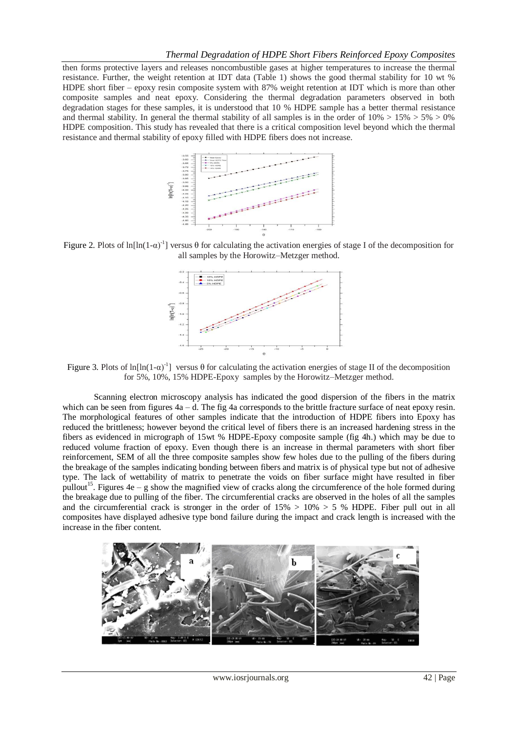then forms protective layers and releases noncombustible gases at higher temperatures to increase the thermal resistance. Further, the weight retention at IDT data (Table 1) shows the good thermal stability for 10 wt % HDPE short fiber – epoxy resin composite system with 87% weight retention at IDT which is more than other composite samples and neat epoxy. Considering the thermal degradation parameters observed in both degradation stages for these samples, it is understood that 10 % HDPE sample has a better thermal resistance and thermal stability. In general the thermal stability of all samples is in the order of 10% > 15% > 5% > 0% HDPE composition. This study has revealed that there is a critical composition level beyond which the thermal resistance and thermal stability of epoxy filled with HDPE fibers does not increase.

Figure 2. Plots of $\ln[\ln(1-\alpha)^{-1}]$ versus $\theta$ for calculating the activation energies of stage I of the decomposition for all samples by the Horowitz–Metzger method.

Figure 3. Plots of $\ln[\ln(1-\alpha)^{-1}]$ versus $\theta$ for calculating the activation energies of stage II of the decomposition for 5%, 10%, 15% HDPE-Epoxy samples by the Horowitz–Metzger method.

Scanning electron microscopy analysis has indicated the good dispersion of the fibers in the matrix which can be seen from figures 4a – d. The fig 4a corresponds to the brittle fracture surface of neat epoxy resin. The morphological features of other samples indicate that the introduction of HDPE fibers into Epoxy has reduced the brittleness; however beyond the critical level of fibers there is an increased hardening stress in the fibers as evidenced in micrograph of 15wt % HDPE-Epoxy composite sample (fig 4h.) which may be due to reduced volume fraction of epoxy. Even though there is an increase in thermal parameters with short fiber reinforcement, SEM of all the three composite samples show few holes due to the pulling of the fibers during the breakage of the samples indicating bonding between fibers and matrix is of physical type but not of adhesive type. The lack of wettability of matrix to penetrate the voids on fiber surface might have resulted in fiber pullout[15]. Figures 4e – g show the magnified view of cracks along the circumference of the hole formed during the breakage due to pulling of the fiber. The circumferential cracks are observed in the holes of all the samples and the circumferential crack is stronger in the order of 15% > 10% > 5 % HDPE. Fiber pull out in all composites have displayed adhesive type bond failure during the impact and crack length is increased with the increase in the fiber content.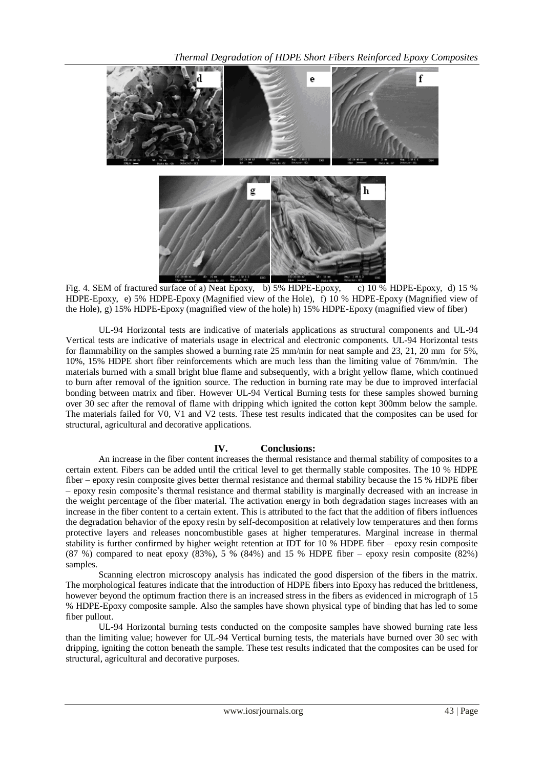Fig. 4. SEM of fractured surface of a) Neat Epoxy, b) 5% HDPE-Epoxy, c) 10 % HDPE-Epoxy, d) 15 % HDPE-Epoxy, e) 5% HDPE-Epoxy (Magnified view of the Hole), f) 10 % HDPE-Epoxy (Magnified view of the Hole), g) 15% HDPE-Epoxy (magnified view of the hole) h) 15% HDPE-Epoxy (magnified view of fiber)

UL-94 Horizontal tests are indicative of materials applications as structural components and UL-94 Vertical tests are indicative of materials usage in electrical and electronic components. UL-94 Horizontal tests for flammability on the samples showed a burning rate 25 mm/min for neat sample and 23, 21, 20 mm for 5%, 10%, 15% HDPE short fiber reinforcements which are much less than the limiting value of 76mm/min. The materials burned with a small bright blue flame and subsequently, with a bright yellow flame, which continued to burn after removal of the ignition source. The reduction in burning rate may be due to improved interfacial bonding between matrix and fiber. However UL-94 Vertical Burning tests for these samples showed burning over 30 sec after the removal of flame with dripping which ignited the cotton kept 300mm below the sample. The materials failed for V0, V1 and V2 tests. These test results indicated that the composites can be used for structural, agricultural and decorative applications.

## IV. Conclusions:

An increase in the fiber content increases the thermal resistance and thermal stability of composites to a certain extent. Fibers can be added until the critical level to get thermally stable composites. The 10 % HDPE fiber – epoxy resin composite gives better thermal resistance and thermal stability because the 15 % HDPE fiber – epoxy resin composite's thermal resistance and thermal stability is marginally decreased with an increase in the weight percentage of the fiber material. The activation energy in both degradation stages increases with an increase in the fiber content to a certain extent. This is attributed to the fact that the addition of fibers influences the degradation behavior of the epoxy resin by self-decomposition at relatively low temperatures and then forms protective layers and releases noncombustible gases at higher temperatures. Marginal increase in thermal stability is further confirmed by higher weight retention at IDT for 10 % HDPE fiber – epoxy resin composite (87 %) compared to neat epoxy (83%), 5 % (84%) and 15 % HDPE fiber – epoxy resin composite (82%) samples.

Scanning electron microscopy analysis has indicated the good dispersion of the fibers in the matrix. The morphological features indicate that the introduction of HDPE fibers into Epoxy has reduced the brittleness, however beyond the optimum fraction there is an increased stress in the fibers as evidenced in micrograph of 15 % HDPE-Epoxy composite sample. Also the samples have shown physical type of binding that has led to some fiber pullout.

UL-94 Horizontal burning tests conducted on the composite samples have showed burning rate less than the limiting value; however for UL-94 Vertical burning tests, the materials have burned over 30 sec with dripping, igniting the cotton beneath the sample. These test results indicated that the composites can be used for structural, agricultural and decorative purposes.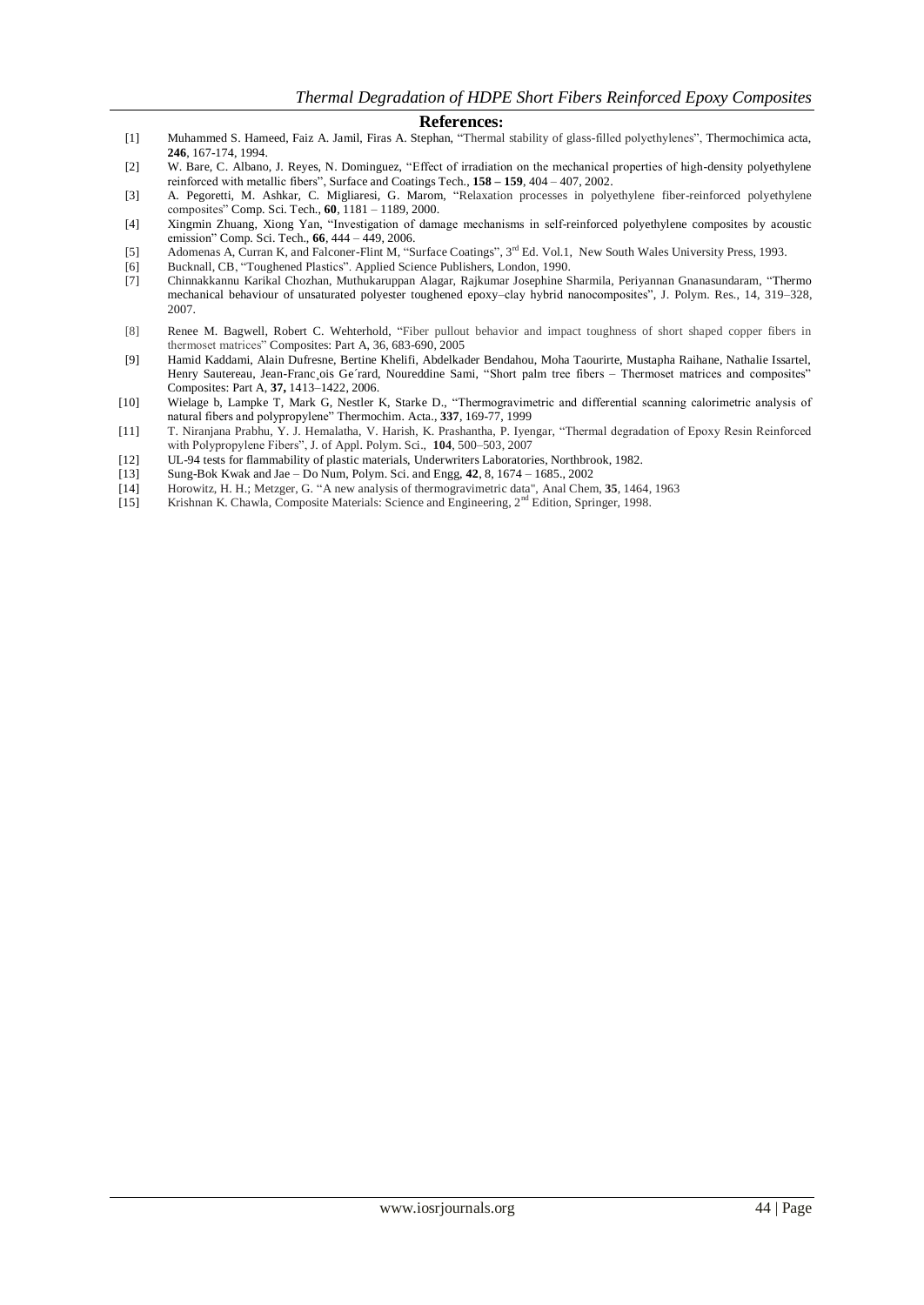## References:

[1] Muhammed S. Hameed, Faiz A. Jamil, Firas A. Stephan, "Thermal stability of glass-filled polyethylenes", Thermochimica acta, **246**, 167-174, 1994.

[2] W. Bare, C. Albano, J. Reyes, N. Dominguez, "Effect of irradiation on the mechanical properties of high-density polyethylene reinforced with metallic fibers", Surface and Coatings Tech., **158 – 159**, 404 – 407, 2002.

[3] A. Pegoretti, M. Ashkar, C. Migliaresi, G. Marom, "Relaxation processes in polyethylene fiber-reinforced polyethylene composites" Comp. Sci. Tech., **60**, 1181 – 1189, 2000.

[4] Xingmin Zhuang, Xiong Yan, "Investigation of damage mechanisms in self-reinforced polyethylene composites by acoustic emission" Comp. Sci. Tech., **66**, 444 – 449, 2006.

[5] Adomenas A, Curran K, and Falconer-Flint M, "Surface Coatings", 3rd Ed. Vol.1, New South Wales University Press, 1993.

[6] Bucknall, CB, "Toughened Plastics". Applied Science Publishers, London, 1990.

[7] Chinnakkannu Karikal Chozhan, Muthukaruppan Alagar, Rajkumar Josephine Sharmila, Periyannan Gnanasundaram, "Thermo mechanical behaviour of unsaturated polyester toughened epoxy–clay hybrid nanocomposites", J. Polym. Res., 14, 319–328, 2007.

[8] Renee M. Bagwell, Robert C. Wehterhold, "Fiber pullout behavior and impact toughness of short shaped copper fibers in thermoset matrices" Composites: Part A, 36, 683-690, 2005

[9] Hamid Kaddami, Alain Dufresne, Bertine Khelifi, Abdelkader Bendahou, Moha Taourirte, Mustapha Raihane, Nathalie Issartel, Henry Sautereau, Jean-Franc¸ois Ge´rard, Noureddine Sami, "Short palm tree fibers – Thermoset matrices and composites" Composites: Part A, **37,** 1413–1422, 2006.

[10] Wielage b, Lampke T, Mark G, Nestler K, Starke D., "Thermogravimetric and differential scanning calorimetric analysis of natural fibers and polypropylene" Thermochim. Acta., **337**, 169-77, 1999

[11] T. Niranjana Prabhu, Y. J. Hemalatha, V. Harish, K. Prashantha, P. Iyengar, "Thermal degradation of Epoxy Resin Reinforced with Polypropylene Fibers", J. of Appl. Polym. Sci., **104**, 500–503, 2007

[12] UL-94 tests for flammability of plastic materials, Underwriters Laboratories, Northbrook, 1982.

[13] Sung-Bok Kwak and Jae – Do Num, Polym. Sci. and Engg, **42**, 8, 1674 – 1685., 2002

[14] Horowitz, H. H.; Metzger, G. "A new analysis of thermogravimetric data", Anal Chem, **35**, 1464, 1963

[15] Krishnan K. Chawla, Composite Materials: Science and Engineering, 2nd Edition, Springer, 1998.